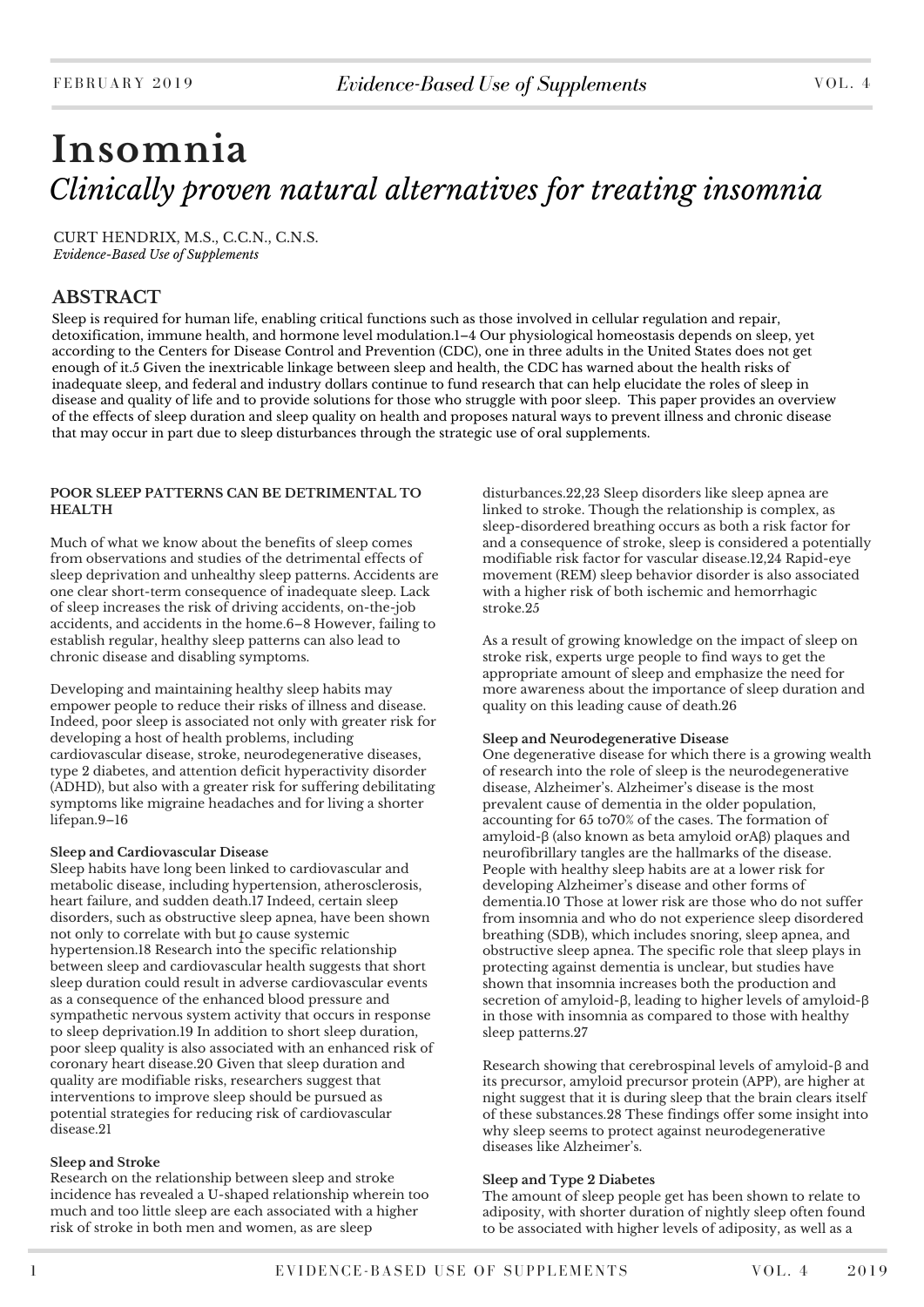# Insomnia

## *Clinically proven natural alternatives for treating insomnia*

CURT HENDRIX, M.S., C.C.N., C.N.S.
*Evidence-Based Use of Supplements*

## ABSTRACT

Sleep is required for human life, enabling critical functions such as those involved in cellular regulation and repair, detoxification, immune health, and hormone level modulation.[1–4] Our physiological homeostasis depends on sleep, yet according to the Centers for Disease Control and Prevention (CDC), one in three adults in the United States does not get enough of it.[5] Given the inextricable linkage between sleep and health, the CDC has warned about the health risks of inadequate sleep, and federal and industry dollars continue to fund research that can help elucidate the roles of sleep in disease and quality of life and to provide solutions for those who struggle with poor sleep. This paper provides an overview of the effects of sleep duration and sleep quality on health and proposes natural ways to prevent illness and chronic disease that may occur in part due to sleep disturbances through the strategic use of oral supplements.

### POOR SLEEP PATTERNS CAN BE DETRIMENTAL TO HEALTH

Much of what we know about the benefits of sleep comes from observations and studies of the detrimental effects of sleep deprivation and unhealthy sleep patterns. Accidents are one clear short-term consequence of inadequate sleep. Lack of sleep increases the risk of driving accidents, on-the-job accidents, and accidents in the home.[6–8] However, failing to establish regular, healthy sleep patterns can also lead to chronic disease and disabling symptoms.

Developing and maintaining healthy sleep habits may empower people to reduce their risks of illness and disease. Indeed, poor sleep is associated not only with greater risk for developing a host of health problems, including cardiovascular disease, stroke, neurodegenerative diseases, type 2 diabetes, and attention deficit hyperactivity disorder (ADHD), but also with a greater risk for suffering debilitating symptoms like migraine headaches and for living a shorter lifepan.[9–16]

#### Sleep and Cardiovascular Disease

Sleep habits have long been linked to cardiovascular and metabolic disease, including hypertension, atherosclerosis, heart failure, and sudden death.[17] Indeed, certain sleep disorders, such as obstructive sleep apnea, have been shown not only to correlate with but to cause systemic hypertension.[18] Research into the specific relationship between sleep and cardiovascular health suggests that short sleep duration could result in adverse cardiovascular events as a consequence of the enhanced blood pressure and sympathetic nervous system activity that occurs in response to sleep deprivation.[19] In addition to short sleep duration, poor sleep quality is also associated with an enhanced risk of coronary heart disease.[20] Given that sleep duration and quality are modifiable risks, researchers suggest that interventions to improve sleep should be pursued as potential strategies for reducing risk of cardiovascular disease.[21]

#### Sleep and Stroke

Research on the relationship between sleep and stroke incidence has revealed a U-shaped relationship wherein too much and too little sleep are each associated with a higher risk of stroke in both men and women, as are sleep disturbances.[22,23] Sleep disorders like sleep apnea are linked to stroke. Though the relationship is complex, as sleep-disordered breathing occurs as both a risk factor for and a consequence of stroke, sleep is considered a potentially modifiable risk factor for vascular disease.[12,24] Rapid-eye movement (REM) sleep behavior disorder is also associated with a higher risk of both ischemic and hemorrhagic stroke.[25]

As a result of growing knowledge on the impact of sleep on stroke risk, experts urge people to find ways to get the appropriate amount of sleep and emphasize the need for more awareness about the importance of sleep duration and quality on this leading cause of death.[26]

#### Sleep and Neurodegenerative Disease

One degenerative disease for which there is a growing wealth of research into the role of sleep is the neurodegenerative disease, Alzheimer's. Alzheimer's disease is the most prevalent cause of dementia in the older population, accounting for 65 to70% of the cases. The formation of amyloid-β (also known as beta amyloid orAβ) plaques and neurofibrillary tangles are the hallmarks of the disease. People with healthy sleep habits are at a lower risk for developing Alzheimer's disease and other forms of dementia.[10] Those at lower risk are those who do not suffer from insomnia and who do not experience sleep disordered breathing (SDB), which includes snoring, sleep apnea, and obstructive sleep apnea. The specific role that sleep plays in protecting against dementia is unclear, but studies have shown that insomnia increases both the production and secretion of amyloid-β, leading to higher levels of amyloid-β in those with insomnia as compared to those with healthy sleep patterns.[27]

Research showing that cerebrospinal levels of amyloid-β and its precursor, amyloid precursor protein (APP), are higher at night suggest that it is during sleep that the brain clears itself of these substances.[28] These findings offer some insight into why sleep seems to protect against neurodegenerative diseases like Alzheimer's.

#### Sleep and Type 2 Diabetes

The amount of sleep people get has been shown to relate to adiposity, with shorter duration of nightly sleep often found to be associated with higher levels of adiposity, as well as a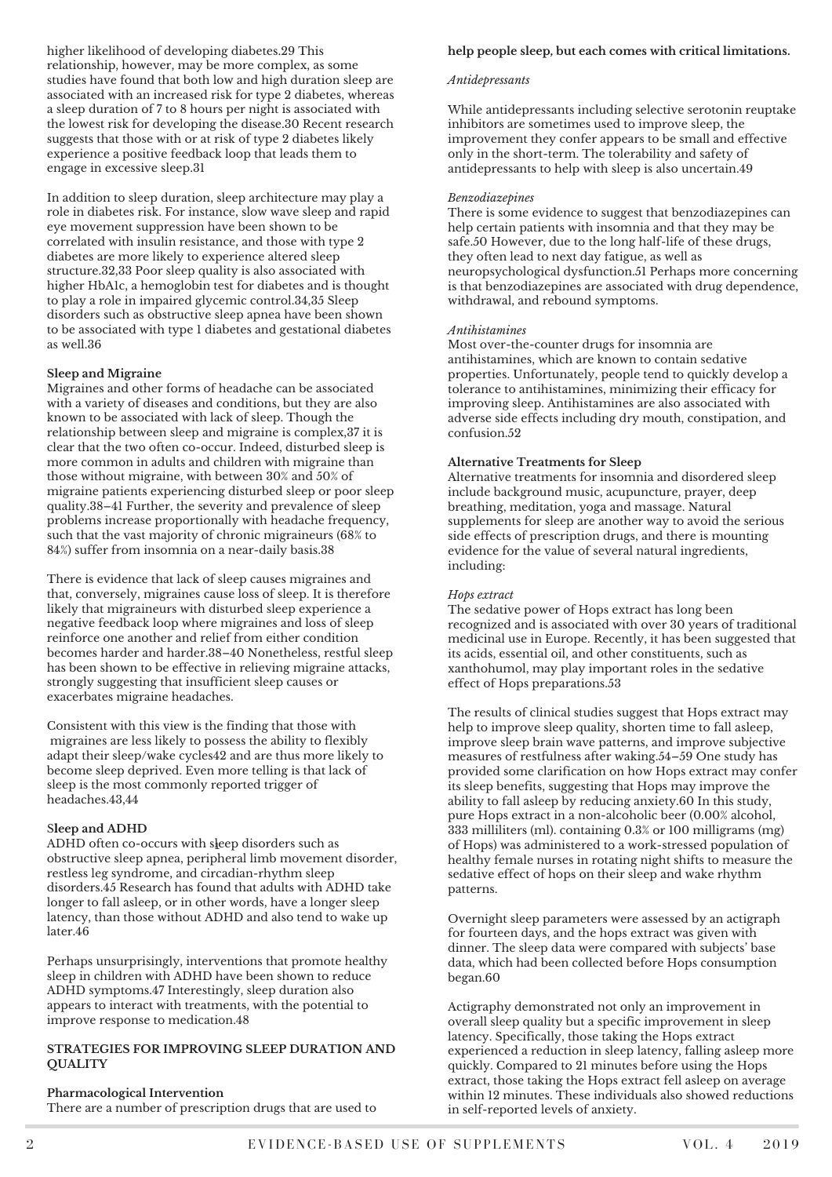higher likelihood of developing diabetes.[29] This relationship, however, may be more complex, as some studies have found that both low and high duration sleep are associated with an increased risk for type 2 diabetes, whereas a sleep duration of 7 to 8 hours per night is associated with the lowest risk for developing the disease.[30] Recent research suggests that those with or at risk of type 2 diabetes likely experience a positive feedback loop that leads them to engage in excessive sleep.[31]

In addition to sleep duration, sleep architecture may play a role in diabetes risk. For instance, slow wave sleep and rapid eye movement suppression have been shown to be correlated with insulin resistance, and those with type 2 diabetes are more likely to experience altered sleep structure.[32,33] Poor sleep quality is also associated with higher HbA1c, a hemoglobin test for diabetes and is thought to play a role in impaired glycemic control.[34,35] Sleep disorders such as obstructive sleep apnea have been shown to be associated with type 1 diabetes and gestational diabetes as well.[36]

**Sleep and Migraine**

Migraines and other forms of headache can be associated with a variety of diseases and conditions, but they are also known to be associated with lack of sleep. Though the relationship between sleep and migraine is complex,[37] it is clear that the two often co-occur. Indeed, disturbed sleep is more common in adults and children with migraine than those without migraine, with between 30% and 50% of migraine patients experiencing disturbed sleep or poor sleep quality.[38–41] Further, the severity and prevalence of sleep problems increase proportionally with headache frequency, such that the vast majority of chronic migraineurs (68% to 84%) suffer from insomnia on a near-daily basis.[38]

There is evidence that lack of sleep causes migraines and that, conversely, migraines cause loss of sleep. It is therefore likely that migraineurs with disturbed sleep experience a negative feedback loop where migraines and loss of sleep reinforce one another and relief from either condition becomes harder and harder.[38–40] Nonetheless, restful sleep has been shown to be effective in relieving migraine attacks, strongly suggesting that insufficient sleep causes or exacerbates migraine headaches.

Consistent with this view is the finding that those with migraines are less likely to possess the ability to flexibly adapt their sleep/wake cycles[42] and are thus more likely to become sleep deprived. Even more telling is that lack of sleep is the most commonly reported trigger of headaches.[43,44]

**Sleep and ADHD**

ADHD often co-occurs with sleep disorders such as obstructive sleep apnea, peripheral limb movement disorder, restless leg syndrome, and circadian-rhythm sleep disorders.[45] Research has found that adults with ADHD take longer to fall asleep, or in other words, have a longer sleep latency, than those without ADHD and also tend to wake up later.[46]

Perhaps unsurprisingly, interventions that promote healthy sleep in children with ADHD have been shown to reduce ADHD symptoms.[47] Interestingly, sleep duration also appears to interact with treatments, with the potential to improve response to medication.[48]

## STRATEGIES FOR IMPROVING SLEEP DURATION AND QUALITY

**Pharmacological Intervention**

There are a number of prescription drugs that are used to **help people sleep, but each comes with critical limitations.**

*Antidepressants*

While antidepressants including selective serotonin reuptake inhibitors are sometimes used to improve sleep, the improvement they confer appears to be small and effective only in the short-term. The tolerability and safety of antidepressants to help with sleep is also uncertain.[49]

*Benzodiazepines*

There is some evidence to suggest that benzodiazepines can help certain patients with insomnia and that they may be safe.[50] However, due to the long half-life of these drugs, they often lead to next day fatigue, as well as neuropsychological dysfunction.[51] Perhaps more concerning is that benzodiazepines are associated with drug dependence, withdrawal, and rebound symptoms.

*Antihistamines*

Most over-the-counter drugs for insomnia are antihistamines, which are known to contain sedative properties. Unfortunately, people tend to quickly develop a tolerance to antihistamines, minimizing their efficacy for improving sleep. Antihistamines are also associated with adverse side effects including dry mouth, constipation, and confusion.[52]

**Alternative Treatments for Sleep**

Alternative treatments for insomnia and disordered sleep include background music, acupuncture, prayer, deep breathing, meditation, yoga and massage. Natural supplements for sleep are another way to avoid the serious side effects of prescription drugs, and there is mounting evidence for the value of several natural ingredients, including:

*Hops extract*

The sedative power of Hops extract has long been recognized and is associated with over 30 years of traditional medicinal use in Europe. Recently, it has been suggested that its acids, essential oil, and other constituents, such as xanthohumol, may play important roles in the sedative effect of Hops preparations.[53]

The results of clinical studies suggest that Hops extract may help to improve sleep quality, shorten time to fall asleep, improve sleep brain wave patterns, and improve subjective measures of restfulness after waking.[54–59] One study has provided some clarification on how Hops extract may confer its sleep benefits, suggesting that Hops may improve the ability to fall asleep by reducing anxiety.[60] In this study, pure Hops extract in a non-alcoholic beer (0.00% alcohol, 333 milliliters (ml). containing 0.3% or 100 milligrams (mg) of Hops) was administered to a work-stressed population of healthy female nurses in rotating night shifts to measure the sedative effect of hops on their sleep and wake rhythm patterns.

Overnight sleep parameters were assessed by an actigraph for fourteen days, and the hops extract was given with dinner. The sleep data were compared with subjects' base data, which had been collected before Hops consumption began.[60]

Actigraphy demonstrated not only an improvement in overall sleep quality but a specific improvement in sleep latency. Specifically, those taking the Hops extract experienced a reduction in sleep latency, falling asleep more quickly. Compared to 21 minutes before using the Hops extract, those taking the Hops extract fell asleep on average within 12 minutes. These individuals also showed reductions in self-reported levels of anxiety.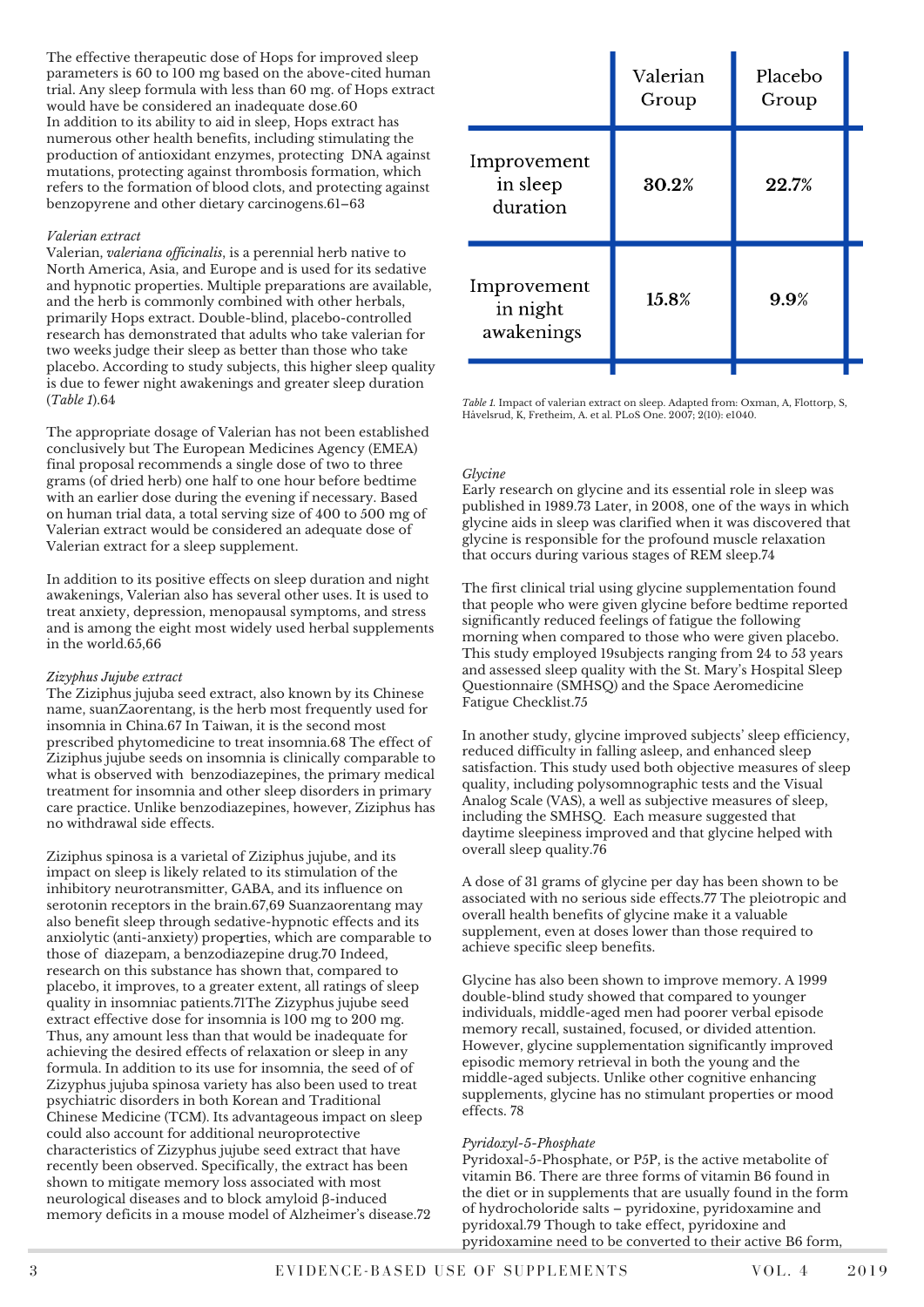The effective therapeutic dose of Hops for improved sleep parameters is 60 to 100 mg based on the above-cited human trial. Any sleep formula with less than 60 mg. of Hops extract would have be considered an inadequate dose.60
In addition to its ability to aid in sleep, Hops extract has numerous other health benefits, including stimulating the production of antioxidant enzymes, protecting DNA against mutations, protecting against thrombosis formation, which refers to the formation of blood clots, and protecting against benzopyrene and other dietary carcinogens.61–63

*Valerian extract*
Valerian, *valeriana officinalis*, is a perennial herb native to North America, Asia, and Europe and is used for its sedative and hypnotic properties. Multiple preparations are available, and the herb is commonly combined with other herbals, primarily Hops extract. Double-blind, placebo-controlled research has demonstrated that adults who take valerian for two weeks judge their sleep as better than those who take placebo. According to study subjects, this higher sleep quality is due to fewer night awakenings and greater sleep duration (*Table 1*).64

The appropriate dosage of Valerian has not been established conclusively but The European Medicines Agency (EMEA) final proposal recommends a single dose of two to three grams (of dried herb) one half to one hour before bedtime with an earlier dose during the evening if necessary. Based on human trial data, a total serving size of 400 to 500 mg of Valerian extract would be considered an adequate dose of Valerian extract for a sleep supplement.

In addition to its positive effects on sleep duration and night awakenings, Valerian also has several other uses. It is used to treat anxiety, depression, menopausal symptoms, and stress and is among the eight most widely used herbal supplements in the world.65,66

*Zizyphus Jujube extract*
The Ziziphus jujuba seed extract, also known by its Chinese name, suanZaorentang, is the herb most frequently used for insomnia in China.67 In Taiwan, it is the second most prescribed phytomedicine to treat insomnia.68 The effect of Ziziphus jujube seeds on insomnia is clinically comparable to what is observed with benzodiazepines, the primary medical treatment for insomnia and other sleep disorders in primary care practice. Unlike benzodiazepines, however, Ziziphus has no withdrawal side effects.

Ziziphus spinosa is a varietal of Ziziphus jujube, and its impact on sleep is likely related to its stimulation of the inhibitory neurotransmitter, GABA, and its influence on serotonin receptors in the brain.67,69 Suanzaorentang may also benefit sleep through sedative-hypnotic effects and its anxiolytic (anti-anxiety) properties, which are comparable to those of diazepam, a benzodiazepine drug.70 Indeed, research on this substance has shown that, compared to placebo, it improves, to a greater extent, all ratings of sleep quality in insomniac patients.71The Zizyphus jujube seed extract effective dose for insomnia is 100 mg to 200 mg. Thus, any amount less than that would be inadequate for achieving the desired effects of relaxation or sleep in any formula. In addition to its use for insomnia, the seed of of Zizyphus jujuba spinosa variety has also been used to treat psychiatric disorders in both Korean and Traditional Chinese Medicine (TCM). Its advantageous impact on sleep could also account for additional neuroprotective characteristics of Zizyphus jujube seed extract that have recently been observed. Specifically, the extract has been shown to mitigate memory loss associated with most neurological diseases and to block amyloid β-induced memory deficits in a mouse model of Alzheimer's disease.72

| | Valerian Group | Placebo Group |
|---|---|---|
| Improvement in sleep duration | **30.2%** | **22.7%** |
| Improvement in night awakenings | **15.8%** | **9.9%** |

*Table 1.* Impact of valerian extract on sleep. Adapted from: Oxman, A, Flottorp, S, Håvelsrud, K, Fretheim, A. et al. PLoS One. 2007; 2(10): e1040.

*Glycine*
Early research on glycine and its essential role in sleep was published in 1989.73 Later, in 2008, one of the ways in which glycine aids in sleep was clarified when it was discovered that glycine is responsible for the profound muscle relaxation that occurs during various stages of REM sleep.74

The first clinical trial using glycine supplementation found that people who were given glycine before bedtime reported significantly reduced feelings of fatigue the following morning when compared to those who were given placebo. This study employed 19subjects ranging from 24 to 53 years and assessed sleep quality with the St. Mary's Hospital Sleep Questionnaire (SMHSQ) and the Space Aeromedicine Fatigue Checklist.75

In another study, glycine improved subjects' sleep efficiency, reduced difficulty in falling asleep, and enhanced sleep satisfaction. This study used both objective measures of sleep quality, including polysomnographic tests and the Visual Analog Scale (VAS), a well as subjective measures of sleep, including the SMHSQ. Each measure suggested that daytime sleepiness improved and that glycine helped with overall sleep quality.76

A dose of 31 grams of glycine per day has been shown to be associated with no serious side effects.77 The pleiotropic and overall health benefits of glycine make it a valuable supplement, even at doses lower than those required to achieve specific sleep benefits.

Glycine has also been shown to improve memory. A 1999 double-blind study showed that compared to younger individuals, middle-aged men had poorer verbal episode memory recall, sustained, focused, or divided attention. However, glycine supplementation significantly improved episodic memory retrieval in both the young and the middle-aged subjects. Unlike other cognitive enhancing supplements, glycine has no stimulant properties or mood effects. 78

*Pyridoxyl-5-Phosphate*
Pyridoxal-5-Phosphate, or P5P, is the active metabolite of vitamin B6. There are three forms of vitamin B6 found in the diet or in supplements that are usually found in the form of hydrocholoride salts – pyridoxine, pyridoxamine and pyridoxal.79 Though to take effect, pyridoxine and pyridoxamine need to be converted to their active B6 form,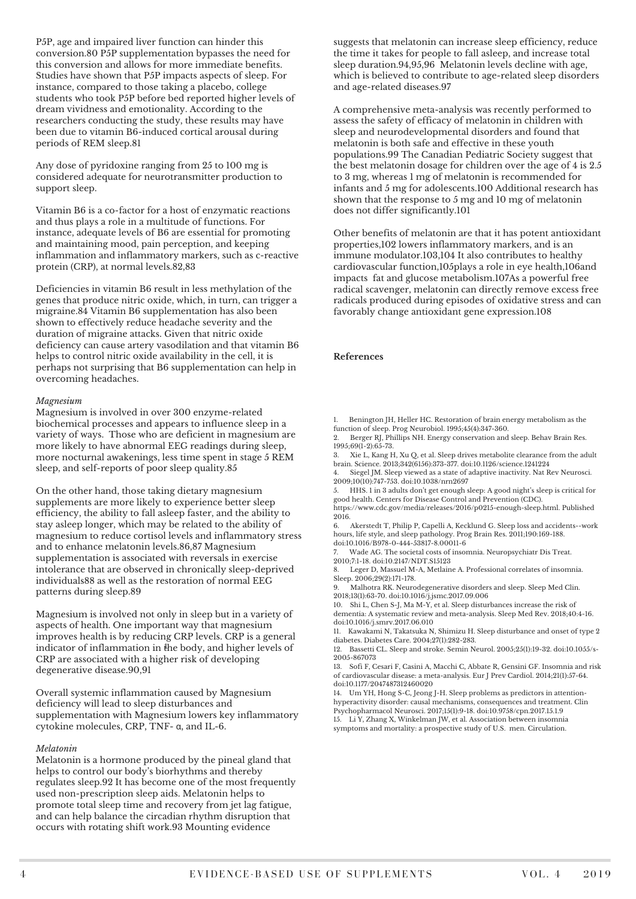P5P, age and impaired liver function can hinder this conversion.[80] P5P supplementation bypasses the need for this conversion and allows for more immediate benefits. Studies have shown that P5P impacts aspects of sleep. For instance, compared to those taking a placebo, college students who took P5P before bed reported higher levels of dream vividness and emotionality. According to the researchers conducting the study, these results may have been due to vitamin B6-induced cortical arousal during periods of REM sleep.[81]

Any dose of pyridoxine ranging from 25 to 100 mg is considered adequate for neurotransmitter production to support sleep.

Vitamin B6 is a co-factor for a host of enzymatic reactions and thus plays a role in a multitude of functions. For instance, adequate levels of B6 are essential for promoting and maintaining mood, pain perception, and keeping inflammation and inflammatory markers, such as c-reactive protein (CRP), at normal levels.[82,83]

Deficiencies in vitamin B6 result in less methylation of the genes that produce nitric oxide, which, in turn, can trigger a migraine.[84] Vitamin B6 supplementation has also been shown to effectively reduce headache severity and the duration of migraine attacks. Given that nitric oxide deficiency can cause artery vasodilation and that vitamin B6 helps to control nitric oxide availability in the cell, it is perhaps not surprising that B6 supplementation can help in overcoming headaches.

*Magnesium*

Magnesium is involved in over 300 enzyme-related biochemical processes and appears to influence sleep in a variety of ways. Those who are deficient in magnesium are more likely to have abnormal EEG readings during sleep, more nocturnal awakenings, less time spent in stage 5 REM sleep, and self-reports of poor sleep quality.[85]

On the other hand, those taking dietary magnesium supplements are more likely to experience better sleep efficiency, the ability to fall asleep faster, and the ability to stay asleep longer, which may be related to the ability of magnesium to reduce cortisol levels and inflammatory stress and to enhance melatonin levels.[86,87] Magnesium supplementation is associated with reversals in exercise intolerance that are observed in chronically sleep-deprived individuals[88] as well as the restoration of normal EEG patterns during sleep.[89]

Magnesium is involved not only in sleep but in a variety of aspects of health. One important way that magnesium improves health is by reducing CRP levels. CRP is a general indicator of inflammation in the body, and higher levels of CRP are associated with a higher risk of developing degenerative disease.[90,91]

Overall systemic inflammation caused by Magnesium deficiency will lead to sleep disturbances and supplementation with Magnesium lowers key inflammatory cytokine molecules, CRP, TNF- α, and IL-6.

*Melatonin*

Melatonin is a hormone produced by the pineal gland that helps to control our body's biorhythms and thereby regulates sleep.[92] It has become one of the most frequently used non-prescription sleep aids. Melatonin helps to promote total sleep time and recovery from jet lag fatigue, and can help balance the circadian rhythm disruption that occurs with rotating shift work.[93] Mounting evidence suggests that melatonin can increase sleep efficiency, reduce the time it takes for people to fall asleep, and increase total sleep duration.[94,95,96] Melatonin levels decline with age, which is believed to contribute to age-related sleep disorders and age-related diseases.[97]

A comprehensive meta-analysis was recently performed to assess the safety of efficacy of melatonin in children with sleep and neurodevelopmental disorders and found that melatonin is both safe and effective in these youth populations.[99] The Canadian Pediatric Society suggest that the best melatonin dosage for children over the age of 4 is 2.5 to 3 mg, whereas 1 mg of melatonin is recommended for infants and 5 mg for adolescents.[100] Additional research has shown that the response to 5 mg and 10 mg of melatonin does not differ significantly.[101]

Other benefits of melatonin are that it has potent antioxidant properties,[102] lowers inflammatory markers, and is an immune modulator.[103,104] It also contributes to healthy cardiovascular function,[105]plays a role in eye health,[106]and impacts fat and glucose metabolism.[107]As a powerful free radical scavenger, melatonin can directly remove excess free radicals produced during episodes of oxidative stress and can favorably change antioxidant gene expression.[108]

**References**

1. Benington JH, Heller HC. Restoration of brain energy metabolism as the function of sleep. Prog Neurobiol. 1995;45(4):347-360.
2. Berger RJ, Phillips NH. Energy conservation and sleep. Behav Brain Res. 1995;69(1-2):65-73.
3. Xie L, Kang H, Xu Q, et al. Sleep drives metabolite clearance from the adult brain. Science. 2013;342(6156):373-377. doi:10.1126/science.1241224
4. Siegel JM. Sleep viewed as a state of adaptive inactivity. Nat Rev Neurosci. 2009;10(10):747-753. doi:10.1038/nrn2697
5. HHS. 1 in 3 adults don't get enough sleep: A good night's sleep is critical for good health. Centers for Disease Control and Prevention (CDC). https://www.cdc.gov/media/releases/2016/p0215-enough-sleep.html. Published 2016.
6. Akerstedt T, Philip P, Capelli A, Kecklund G. Sleep loss and accidents--work hours, life style, and sleep pathology. Prog Brain Res. 2011;190:169-188. doi:10.1016/B978-0-444-53817-8.00011-6
7. Wade AG. The societal costs of insomnia. Neuropsychiatr Dis Treat. 2010;7:1-18. doi:10.2147/NDT.S15123
8. Leger D, Massuel M-A, Metlaine A. Professional correlates of insomnia. Sleep. 2006;29(2):171-178.
9. Malhotra RK. Neurodegenerative disorders and sleep. Sleep Med Clin. 2018;13(1):63-70. doi:10.1016/j.jsmc.2017.09.006
10. Shi L, Chen S-J, Ma M-Y, et al. Sleep disturbances increase the risk of dementia: A systematic review and meta-analysis. Sleep Med Rev. 2018;40:4-16. doi:10.1016/j.smrv.2017.06.010
11. Kawakami N, Takatsuka N, Shimizu H. Sleep disturbance and onset of type 2 diabetes. Diabetes Care. 2004;27(1):282-283.
12. Bassetti CL. Sleep and stroke. Semin Neurol. 2005;25(1):19-32. doi:10.1055/s-2005-867073
13. Sofi F, Cesari F, Casini A, Macchi C, Abbate R, Gensini GF. Insomnia and risk of cardiovascular disease: a meta-analysis. Eur J Prev Cardiol. 2014;21(1):57-64. doi:10.1177/2047487312460020
14. Um YH, Hong S-C, Jeong J-H. Sleep problems as predictors in attention-hyperactivity disorder: causal mechanisms, consequences and treatment. Clin Psychopharmacol Neurosci. 2017;15(1):9-18. doi:10.9758/cpn.2017.15.1.9
15. Li Y, Zhang X, Winkelman JW, et al. Association between insomnia symptoms and mortality: a prospective study of U.S. men. Circulation.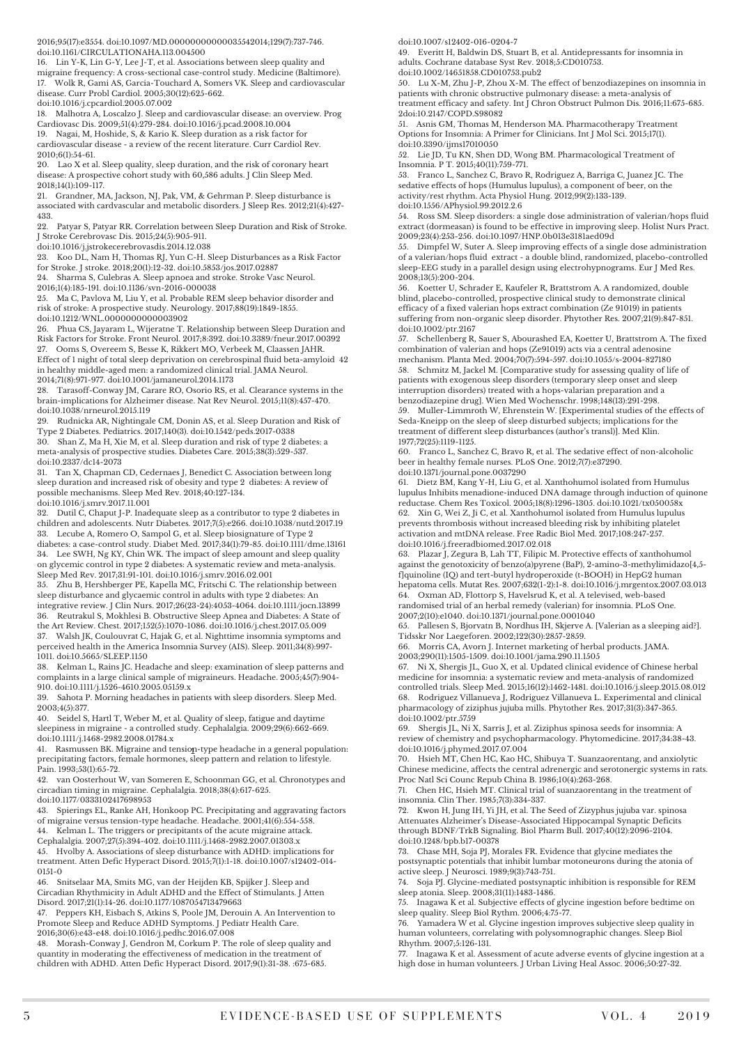2016;95(17):e3554. doi:10.1097/MD.00000000000035542014;129(7):737-746. doi:10.1161/CIRCULATIONAHA.113.004500

16. Lin Y-K, Lin G-Y, Lee J-T, et al. Associations between sleep quality and migraine frequency: A cross-sectional case-control study. Medicine (Baltimore).

17. Wolk R, Gami AS, Garcia-Touchard A, Somers VK. Sleep and cardiovascular disease. Curr Probl Cardiol. 2005;30(12):625-662. doi:10.1016/j.cpcardiol.2005.07.002

18. Malhotra A, Loscalzo J. Sleep and cardiovascular disease: an overview. Prog Cardiovasc Dis. 2009;51(4):279-284. doi:10.1016/j.pcad.2008.10.004

19. Nagai, M, Hoshide, S, & Kario K. Sleep duration as a risk factor for cardiovascular disease - a review of the recent literature. Curr Cardiol Rev. 2010;6(1):54-61.

20. Lao X et al. Sleep quality, sleep duration, and the risk of coronary heart disease: A prospective cohort study with 60,586 adults. J Clin Sleep Med. 2018;14(1):109-117.

21. Grandner, MA, Jackson, NJ, Pak, VM, & Gehrman P. Sleep disturbance is associated with cardvascular and metabolic disorders. J Sleep Res. 2012;21(4):427-433.

22. Patyar S, Patyar RR. Correlation between Sleep Duration and Risk of Stroke. J Stroke Cerebrovasc Dis. 2015;24(5):905-911. doi:10.1016/j.jstrokecerebrovasdis.2014.12.038

23. Koo DL, Nam H, Thomas RJ, Yun C-H. Sleep Disturbances as a Risk Factor for Stroke. J stroke. 2018;20(1):12-32. doi:10.5853/jos.2017.02887

24. Sharma S, Culebras A. Sleep apnoea and stroke. Stroke Vasc Neurol. 2016;1(4):185-191. doi:10.1136/svn-2016-000038

25. Ma C, Pavlova M, Liu Y, et al. Probable REM sleep behavior disorder and risk of stroke: A prospective study. Neurology. 2017;88(19):1849-1855. doi:10.1212/WNL.0000000000003902

26. Phua CS, Jayaram L, Wijeratne T. Relationship between Sleep Duration and Risk Factors for Stroke. Front Neurol. 2017;8:392. doi:10.3389/fneur.2017.00392

27. Ooms S, Overeem S, Besse K, Rikkert MO, Verbeek M, Claassen JAHR. Effect of 1 night of total sleep deprivation on cerebrospinal fluid beta-amyloid 42 in healthy middle-aged men: a randomized clinical trial. JAMA Neurol. 2014;71(8):971-977. doi:10.1001/jamaneurol.2014.1173

28. Tarasoff-Conway JM, Carare RO, Osorio RS, et al. Clearance systems in the brain-implications for Alzheimer disease. Nat Rev Neurol. 2015;11(8):457-470. doi:10.1038/nrneurol.2015.119

29. Rudnicka AR, Nightingale CM, Donin AS, et al. Sleep Duration and Risk of Type 2 Diabetes. Pediatrics. 2017;140(3). doi:10.1542/peds.2017-0338

30. Shan Z, Ma H, Xie M, et al. Sleep duration and risk of type 2 diabetes: a meta-analysis of prospective studies. Diabetes Care. 2015;38(3):529-537. doi:10.2337/dc14-2073

31. Tan X, Chapman CD, Cedernaes J, Benedict C. Association between long sleep duration and increased risk of obesity and type 2 diabetes: A review of possible mechanisms. Sleep Med Rev. 2018;40:127-134. doi:10.1016/j.smrv.2017.11.001

32. Dutil C, Chaput J-P. Inadequate sleep as a contributor to type 2 diabetes in children and adolescents. Nutr Diabetes. 2017;7(5):e266. doi:10.1038/nutd.2017.19

33. Lecube A, Romero O, Sampol G, et al. Sleep biosignature of Type 2 diabetes: a case-control study. Diabet Med. 2017;34(1):79-85. doi:10.1111/dme.13161

34. Lee SWH, Ng KY, Chin WK. The impact of sleep amount and sleep quality on glycemic control in type 2 diabetes: A systematic review and meta-analysis. Sleep Med Rev. 2017;31:91-101. doi:10.1016/j.smrv.2016.02.001

35. Zhu B, Hershberger PE, Kapella MC, Fritschi C. The relationship between sleep disturbance and glycaemic control in adults with type 2 diabetes: An integrative review. J Clin Nurs. 2017;26(23-24):4053-4064. doi:10.1111/jocn.13899

36. Reutrakul S, Mokhlesi B. Obstructive Sleep Apnea and Diabetes: A State of the Art Review. Chest. 2017;152(5):1070-1086. doi:10.1016/j.chest.2017.05.009

37. Walsh JK, Coulouvrat C, Hajak G, et al. Nighttime insomnia symptoms and perceived health in the America Insomnia Survey (AIS). Sleep. 2011;34(8):997-1011. doi:10.5665/SLEEP.1150

38. Kelman L, Rains JC. Headache and sleep: examination of sleep patterns and complaints in a large clinical sample of migraineurs. Headache. 2005;45(7):904-910. doi:10.1111/j.1526-4610.2005.05159.x

39. Sahota P. Morning headaches in patients with sleep disorders. Sleep Med. 2003;4(5):377.

40. Seidel S, Hartl T, Weber M, et al. Quality of sleep, fatigue and daytime sleepiness in migraine - a controlled study. Cephalalgia. 2009;29(6):662-669. doi:10.1111/j.1468-2982.2008.01784.x

41. Rasmussen BK. Migraine and tension-type headache in a general population: precipitating factors, female hormones, sleep pattern and relation to lifestyle. Pain. 1993;53(1):65-72.

42. van Oosterhout W, van Someren E, Schoonman GG, et al. Chronotypes and circadian timing in migraine. Cephalalgia. 2018;38(4):617-625. doi:10.1177/0333102417698953

43. Spierings EL, Ranke AH, Honkoop PC. Precipitating and aggravating factors of migraine versus tension-type headache. Headache. 2001;41(6):554-558.

44. Kelman L. The triggers or precipitants of the acute migraine attack. Cephalalgia. 2007;27(5):394-402. doi:10.1111/j.1468-2982.2007.01303.x

45. Hvolby A. Associations of sleep disturbance with ADHD: implications for treatment. Atten Defic Hyperact Disord. 2015;7(1):1-18. doi:10.1007/s12402-014-0151-0

46. Snitselaar MA, Smits MG, van der Heijden KB, Spijker J. Sleep and Circadian Rhythmicity in Adult ADHD and the Effect of Stimulants. J Atten Disord. 2017;21(1):14-26. doi:10.1177/1087054713479663

47. Peppers KH, Eisbach S, Atkins S, Poole JM, Derouin A. An Intervention to Promote Sleep and Reduce ADHD Symptoms. J Pediatr Health Care. 2016;30(6):e43-e48. doi:10.1016/j.pedhc.2016.07.008

48. Morash-Conway J, Gendron M, Corkum P. The role of sleep quality and quantity in moderating the effectiveness of medication in the treatment of children with ADHD. Atten Defic Hyperact Disord. 2017;9(1):31-38. :675-685. doi:10.1007/s12402-016-0204-7

49. Everitt H, Baldwin DS, Stuart B, et al. Antidepressants for insomnia in adults. Cochrane database Syst Rev. 2018;5:CD010753. doi:10.1002/14651858.CD010753.pub2

50. Lu X-M, Zhu J-P, Zhou X-M. The effect of benzodiazepines on insomnia in patients with chronic obstructive pulmonary disease: a meta-analysis of treatment efficacy and safety. Int J Chron Obstruct Pulmon Dis. 2016;11:675-685. 2doi:10.2147/COPD.S98082

51. Asnis GM, Thomas M, Henderson MA. Pharmacotherapy Treatment Options for Insomnia: A Primer for Clinicians. Int J Mol Sci. 2015;17(1). doi:10.3390/ijms17010050

52. Lie JD, Tu KN, Shen DD, Wong BM. Pharmacological Treatment of Insomnia. P T. 2015;40(11):759-771.

53. Franco L, Sanchez C, Bravo R, Rodriguez A, Barriga C, Juanez JC. The sedative effects of hops (Humulus lupulus), a component of beer, on the activity/rest rhythm. Acta Physiol Hung. 2012;99(2):133-139. doi:10.1556/APhysiol.99.2012.2.6

54. Ross SM. Sleep disorders: a single dose administration of valerian/hops fluid extract (dormeasan) is found to be effective in improving sleep. Holist Nurs Pract. 2009;23(4):253-256. doi:10.1097/HNP.0b013e3181aed09d

55. Dimpfel W, Suter A. Sleep improving effects of a single dose administration of a valerian/hops fluid extract - a double blind, randomized, placebo-controlled sleep-EEG study in a parallel design using electrohypnograms. Eur J Med Res. 2008;13(5):200-204.

56. Koetter U, Schrader E, Kaufeler R, Brattstrom A. A randomized, double blind, placebo-controlled, prospective clinical study to demonstrate clinical efficacy of a fixed valerian hops extract combination (Ze 91019) in patients suffering from non-organic sleep disorder. Phytother Res. 2007;21(9):847-851. doi:10.1002/ptr.2167

57. Schellenberg R, Sauer S, Abourashed EA, Koetter U, Brattstrom A. The fixed combination of valerian and hops (Ze91019) acts via a central adenosine mechanism. Planta Med. 2004;70(7):594-597. doi:10.1055/s-2004-827180

58. Schmitz M, Jackel M. [Comparative study for assessing quality of life of patients with exogenous sleep disorders (temporary sleep onset and sleep interruption disorders) treated with a hops-valarian preparation and a benzodiazepine drug]. Wien Med Wochenschr. 1998;148(13):291-298.

59. Muller-Limmroth W, Ehrenstein W. [Experimental studies of the effects of Seda-Kneipp on the sleep of sleep disturbed subjects; implications for the treatment of different sleep disturbances (author's transl)]. Med Klin. 1977;72(25):1119-1125.

60. Franco L, Sanchez C, Bravo R, et al. The sedative effect of non-alcoholic beer in healthy female nurses. PLoS One. 2012;7(7):e37290. doi:10.1371/journal.pone.0037290

61. Dietz BM, Kang Y-H, Liu G, et al. Xanthohumol isolated from Humulus lupulus Inhibits menadione-induced DNA damage through induction of quinone reductase. Chem Res Toxicol. 2005;18(8):1296-1305. doi:10.1021/tx050058x

62. Xin G, Wei Z, Ji C, et al. Xanthohumol isolated from Humulus lupulus prevents thrombosis without increased bleeding risk by inhibiting platelet activation and mtDNA release. Free Radic Biol Med. 2017;108:247-257. doi:10.1016/j.freeradbiomed.2017.02.018

63. Plazar J, Zegura B, Lah TT, Filipic M. Protective effects of xanthohumol against the genotoxicity of benzo(a)pyrene (BaP), 2-amino-3-methylimidazo[4,5-f]quinoline (IQ) and tert-butyl hydroperoxide (t-BOOH) in HepG2 human hepatoma cells. Mutat Res. 2007;632(1-2):1-8. doi:10.1016/j.mrgentox.2007.03.013

64. Oxman AD, Flottorp S, Havelsrud K, et al. A televised, web-based randomised trial of an herbal remedy (valerian) for insomnia. PLoS One. 2007;2(10):e1040. doi:10.1371/journal.pone.0001040

65. Pallesen S, Bjorvatn B, Nordhus IH, Skjerve A. [Valerian as a sleeping aid?]. Tidsskr Nor Laegeforen. 2002;122(30):2857-2859.

66. Morris CA, Avorn J. Internet marketing of herbal products. JAMA. 2003;290(11):1505-1509. doi:10.1001/jama.290.11.1505

67. Ni X, Shergis JL, Guo X, et al. Updated clinical evidence of Chinese herbal medicine for insomnia: a systematic review and meta-analysis of randomized controlled trials. Sleep Med. 2015;16(12):1462-1481. doi:10.1016/j.sleep.2015.08.012

68. Rodriguez Villanueva J, Rodriguez Villanueva L. Experimental and clinical pharmacology of ziziphus jujuba mills. Phytother Res. 2017;31(3):347-365. doi:10.1002/ptr.5759

69. Shergis JL, Ni X, Sarris J, et al. Ziziphus spinosa seeds for insomnia: A review of chemistry and psychopharmacology. Phytomedicine. 2017;34:38-43. doi:10.1016/j.phymed.2017.07.004

70. Hsieh MT, Chen HC, Kao HC, Shibuya T. Suanzaorentang, and anxiolytic Chinese medicine, affects the central adrenergic and serotonergic systems in rats. Proc Natl Sci Counc Repub China B. 1986;10(4):263-268.

71. Chen HC, Hsieh MT. Clinical trial of suanzaorentang in the treatment of insomnia. Clin Ther. 1985;7(3):334-337.

72. Kwon H, Jung IH, Yi JH, et al. The Seed of Zizyphus jujuba var. spinosa Attenuates Alzheimer's Disease-Associated Hippocampal Synaptic Deficits through BDNF/TrkB Signaling. Biol Pharm Bull. 2017;40(12):2096-2104. doi:10.1248/bpb.b17-00378

73. Chase MH, Soja PJ, Morales FR. Evidence that glycine mediates the postsynaptic potentials that inhibit lumbar motoneurons during the atonia of active sleep. J Neurosci. 1989;9(3):743-751.

74. Soja PJ. Glycine-mediated postsynaptic inhibition is responsible for REM sleep atonia. Sleep. 2008;31(11):1483-1486.

75. Inagawa K et al. Subjective effects of glycine ingestion before bedtime on sleep quality. Sleep Biol Rythm. 2006;4:75-77.

76. Yamadera W et al. Glycine ingestion improves subjective sleep quality in human volunteers, correlating with polysomnographic changes. Sleep Biol Rhythm. 2007;5:126-131.

77. Inagawa K et al. Assessment of acute adverse events of glycine ingestion at a high dose in human volunteers. J Urban Living Heal Assoc. 2006;50:27-32.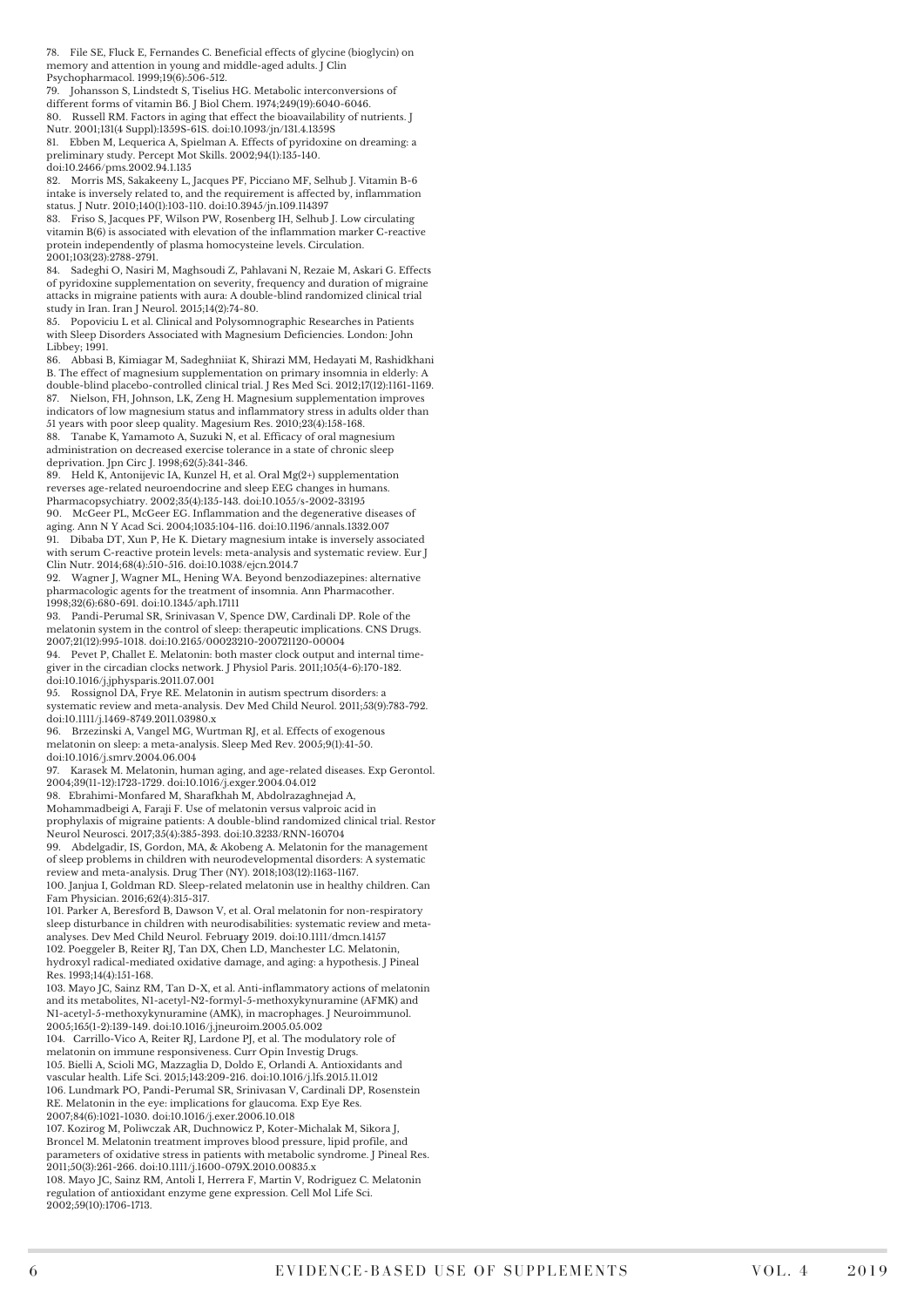78. File SE, Fluck E, Fernandes C. Beneficial effects of glycine (bioglycin) on memory and attention in young and middle-aged adults. J Clin Psychopharmacol. 1999;19(6):506-512.

79. Johansson S, Lindstedt S, Tiselius HG. Metabolic interconversions of different forms of vitamin B6. J Biol Chem. 1974;249(19):6040-6046.

80. Russell RM. Factors in aging that effect the bioavailability of nutrients. J Nutr. 2001;131(4 Suppl):1359S-61S. doi:10.1093/jn/131.4.1359S

81. Ebben M, Lequerica A, Spielman A. Effects of pyridoxine on dreaming: a preliminary study. Percept Mot Skills. 2002;94(1):135-140. doi:10.2466/pms.2002.94.1.135

82. Morris MS, Sakakeeny L, Jacques PF, Picciano MF, Selhub J. Vitamin B-6 intake is inversely related to, and the requirement is affected by, inflammation status. J Nutr. 2010;140(1):103-110. doi:10.3945/jn.109.114397

83. Friso S, Jacques PF, Wilson PW, Rosenberg IH, Selhub J. Low circulating vitamin B(6) is associated with elevation of the inflammation marker C-reactive protein independently of plasma homocysteine levels. Circulation. 2001;103(23):2788-2791.

84. Sadeghi O, Nasiri M, Maghsoudi Z, Pahlavani N, Rezaie M, Askari G. Effects of pyridoxine supplementation on severity, frequency and duration of migraine attacks in migraine patients with aura: A double-blind randomized clinical trial study in Iran. Iran J Neurol. 2015;14(2):74-80.

85. Popoviciu L et al. Clinical and Polysomnographic Researches in Patients with Sleep Disorders Associated with Magnesium Deficiencies. London: John Libbey; 1991.

86. Abbasi B, Kimiagar M, Sadeghniiat K, Shirazi MM, Hedayati M, Rashidkhani B. The effect of magnesium supplementation on primary insomnia in elderly: A double-blind placebo-controlled clinical trial. J Res Med Sci. 2012;17(12):1161-1169.

87. Nielson, FH, Johnson, LK, Zeng H. Magnesium supplementation improves indicators of low magnesium status and inflammatory stress in adults older than 51 years with poor sleep quality. Magesium Res. 2010;23(4):158-168.

88. Tanabe K, Yamamoto A, Suzuki N, et al. Efficacy of oral magnesium administration on decreased exercise tolerance in a state of chronic sleep deprivation. Jpn Circ J. 1998;62(5):341-346.

89. Held K, Antonijevic IA, Kunzel H, et al. Oral Mg(2+) supplementation reverses age-related neuroendocrine and sleep EEG changes in humans. Pharmacopsychiatry. 2002;35(4):135-143. doi:10.1055/s-2002-33195

90. McGeer PL, McGeer EG. Inflammation and the degenerative diseases of aging. Ann N Y Acad Sci. 2004;1035:104-116. doi:10.1196/annals.1332.007

91. Dibaba DT, Xun P, He K. Dietary magnesium intake is inversely associated with serum C-reactive protein levels: meta-analysis and systematic review. Eur J Clin Nutr. 2014;68(4):510-516. doi:10.1038/ejcn.2014.7

92. Wagner J, Wagner ML, Hening WA. Beyond benzodiazepines: alternative pharmacologic agents for the treatment of insomnia. Ann Pharmacother. 1998;32(6):680-691. doi:10.1345/aph.17111

93. Pandi-Perumal SR, Srinivasan V, Spence DW, Cardinali DP. Role of the melatonin system in the control of sleep: therapeutic implications. CNS Drugs. 2007;21(12):995-1018. doi:10.2165/00023210-200721120-00004

94. Pevet P, Challet E. Melatonin: both master clock output and internal time-giver in the circadian clocks network. J Physiol Paris. 2011;105(4-6):170-182. doi:10.1016/j.jphysparis.2011.07.001

95. Rossignol DA, Frye RE. Melatonin in autism spectrum disorders: a systematic review and meta-analysis. Dev Med Child Neurol. 2011;53(9):783-792. doi:10.1111/j.1469-8749.2011.03980.x

96. Brzezinski A, Vangel MG, Wurtman RJ, et al. Effects of exogenous melatonin on sleep: a meta-analysis. Sleep Med Rev. 2005;9(1):41-50. doi:10.1016/j.smrv.2004.06.004

97. Karasek M. Melatonin, human aging, and age-related diseases. Exp Gerontol. 2004;39(11-12):1723-1729. doi:10.1016/j.exger.2004.04.012

98. Ebrahimi-Monfared M, Sharafkhah M, Abdolrazaghnejad A, Mohammadbeigi A, Faraji F. Use of melatonin versus valproic acid in prophylaxis of migraine patients: A double-blind randomized clinical trial. Restor Neurol Neurosci. 2017;35(4):385-393. doi:10.3233/RNN-160704

99. Abdelgadir, IS, Gordon, MA, & Akobeng A. Melatonin for the management of sleep problems in children with neurodevelopmental disorders: A systematic review and meta-analysis. Drug Ther (NY). 2018;103(12):1163-1167.

100. Janjua I, Goldman RD. Sleep-related melatonin use in healthy children. Can Fam Physician. 2016;62(4):315-317.

101. Parker A, Beresford B, Dawson V, et al. Oral melatonin for non-respiratory sleep disturbance in children with neurodisabilities: systematic review and meta-analyses. Dev Med Child Neurol. February 2019. doi:10.1111/dmcn.14157

102. Poeggeler B, Reiter RJ, Tan DX, Chen LD, Manchester LC. Melatonin, hydroxyl radical-mediated oxidative damage, and aging: a hypothesis. J Pineal Res. 1993;14(4):151-168.

103. Mayo JC, Sainz RM, Tan D-X, et al. Anti-inflammatory actions of melatonin and its metabolites, N1-acetyl-N2-formyl-5-methoxykynuramine (AFMK) and N1-acetyl-5-methoxykynuramine (AMK), in macrophages. J Neuroimmunol. 2005;165(1-2):139-149. doi:10.1016/j.jneuroim.2005.05.002

104. Carrillo-Vico A, Reiter RJ, Lardone PJ, et al. The modulatory role of melatonin on immune responsiveness. Curr Opin Investig Drugs.

105. Bielli A, Scioli MG, Mazzaglia D, Doldo E, Orlandi A. Antioxidants and vascular health. Life Sci. 2015;143:209-216. doi:10.1016/j.lfs.2015.11.012

106. Lundmark PO, Pandi-Perumal SR, Srinivasan V, Cardinali DP, Rosenstein RE. Melatonin in the eye: implications for glaucoma. Exp Eye Res. 2007;84(6):1021-1030. doi:10.1016/j.exer.2006.10.018

107. Kozirog M, Poliwczak AR, Duchnowicz P, Koter-Michalak M, Sikora J, Broncel M. Melatonin treatment improves blood pressure, lipid profile, and parameters of oxidative stress in patients with metabolic syndrome. J Pineal Res. 2011;50(3):261-266. doi:10.1111/j.1600-079X.2010.00835.x

108. Mayo JC, Sainz RM, Antoli I, Herrera F, Martin V, Rodriguez C. Melatonin regulation of antioxidant enzyme gene expression. Cell Mol Life Sci. 2002;59(10):1706-1713.